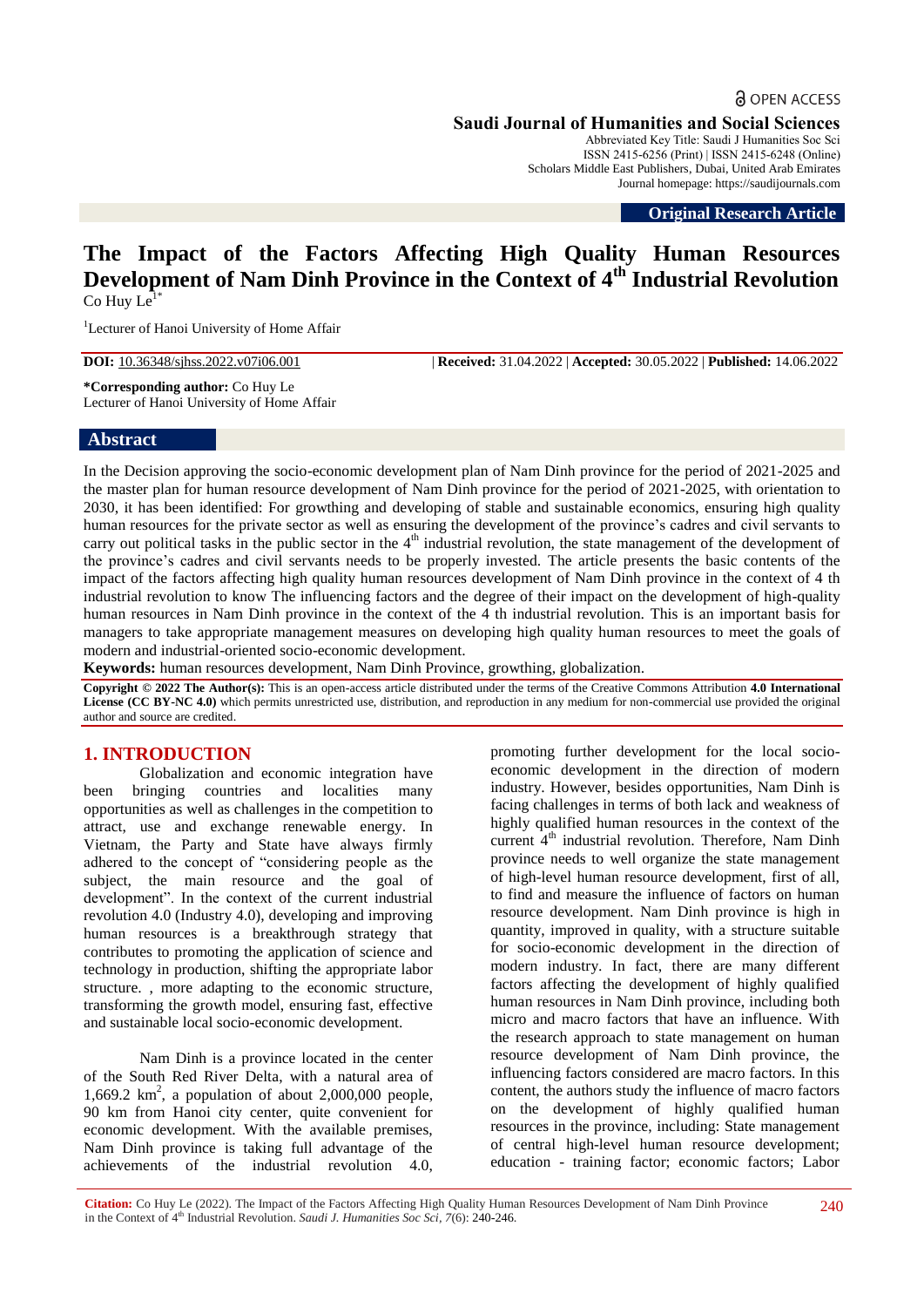OPEN ACCESS

**Saudi Journal of Humanities and Social Sciences**
Abbreviated Key Title: Saudi J Humanities Soc Sci
ISSN 2415-6256 (Print) | ISSN 2415-6248 (Online)
Scholars Middle East Publishers, Dubai, United Arab Emirates
Journal homepage: https://saudijournals.com

**Original Research Article**

# The Impact of the Factors Affecting High Quality Human Resources Development of Nam Dinh Province in the Context of 4th Industrial Revolution

Co Huy Le[1*]

[1]Lecturer of Hanoi University of Home Affair

**DOI:** 10.36348/sjhss.2022.v07i06.001 | **Received:** 31.04.2022 | **Accepted:** 30.05.2022 | **Published:** 14.06.2022

**\*Corresponding author:** Co Huy Le
Lecturer of Hanoi University of Home Affair

## Abstract

In the Decision approving the socio-economic development plan of Nam Dinh province for the period of 2021-2025 and the master plan for human resource development of Nam Dinh province for the period of 2021-2025, with orientation to 2030, it has been identified: For growthing and developing of stable and sustainable economics, ensuring high quality human resources for the private sector as well as ensuring the development of the province's cadres and civil servants to carry out political tasks in the public sector in the 4th industrial revolution, the state management of the development of the province's cadres and civil servants needs to be properly invested. The article presents the basic contents of the impact of the factors affecting high quality human resources development of Nam Dinh province in the context of 4 th industrial revolution to know The influencing factors and the degree of their impact on the development of high-quality human resources in Nam Dinh province in the context of the 4 th industrial revolution. This is an important basis for managers to take appropriate management measures on developing high quality human resources to meet the goals of modern and industrial-oriented socio-economic development.

**Keywords:** human resources development, Nam Dinh Province, growthing, globalization.

**Copyright © 2022 The Author(s):** This is an open-access article distributed under the terms of the Creative Commons Attribution **4.0 International License (CC BY-NC 4.0)** which permits unrestricted use, distribution, and reproduction in any medium for non-commercial use provided the original author and source are credited.

## 1. INTRODUCTION

Globalization and economic integration have been bringing countries and localities many opportunities as well as challenges in the competition to attract, use and exchange renewable energy. In Vietnam, the Party and State have always firmly adhered to the concept of "considering people as the subject, the main resource and the goal of development". In the context of the current industrial revolution 4.0 (Industry 4.0), developing and improving human resources is a breakthrough strategy that contributes to promoting the application of science and technology in production, shifting the appropriate labor structure. , more adapting to the economic structure, transforming the growth model, ensuring fast, effective and sustainable local socio-economic development.

Nam Dinh is a province located in the center of the South Red River Delta, with a natural area of 1,669.2 $km^2$, a population of about 2,000,000 people, 90 km from Hanoi city center, quite convenient for economic development. With the available premises, Nam Dinh province is taking full advantage of the achievements of the industrial revolution 4.0, promoting further development for the local socio-economic development in the direction of modern industry. However, besides opportunities, Nam Dinh is facing challenges in terms of both lack and weakness of highly qualified human resources in the context of the current 4th industrial revolution. Therefore, Nam Dinh province needs to well organize the state management of high-level human resource development, first of all, to find and measure the influence of factors on human resource development. Nam Dinh province is high in quantity, improved in quality, with a structure suitable for socio-economic development in the direction of modern industry. In fact, there are many different factors affecting the development of highly qualified human resources in Nam Dinh province, including both micro and macro factors that have an influence. With the research approach to state management on human resource development of Nam Dinh province, the influencing factors considered are macro factors. In this content, the authors study the influence of macro factors on the development of highly qualified human resources in the province, including: State management of central high-level human resource development; education - training factor; economic factors; Labor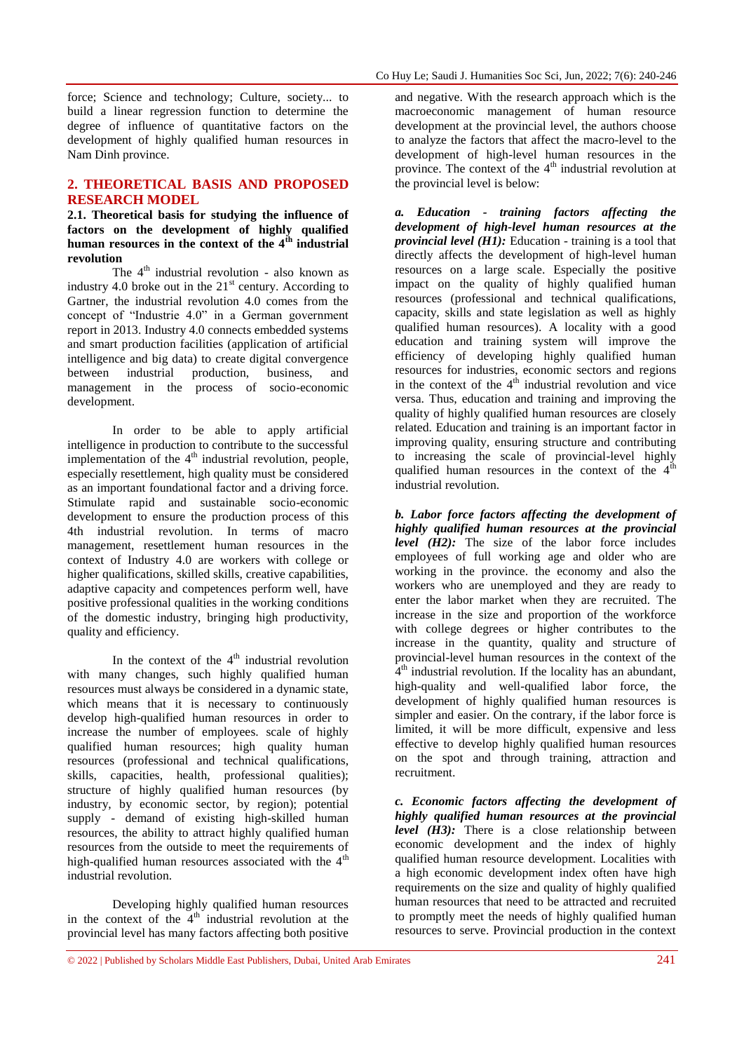force; Science and technology; Culture, society... to build a linear regression function to determine the degree of influence of quantitative factors on the development of highly qualified human resources in Nam Dinh province.

## 2. THEORETICAL BASIS AND PROPOSED RESEARCH MODEL

### 2.1. Theoretical basis for studying the influence of factors on the development of highly qualified human resources in the context of the 4th industrial revolution

The 4th industrial revolution - also known as industry 4.0 broke out in the 21st century. According to Gartner, the industrial revolution 4.0 comes from the concept of "Industrie 4.0" in a German government report in 2013. Industry 4.0 connects embedded systems and smart production facilities (application of artificial intelligence and big data) to create digital convergence between industrial production, business, and management in the process of socio-economic development.

In order to be able to apply artificial intelligence in production to contribute to the successful implementation of the 4th industrial revolution, people, especially resettlement, high quality must be considered as an important foundational factor and a driving force. Stimulate rapid and sustainable socio-economic development to ensure the production process of this 4th industrial revolution. In terms of macro management, resettlement human resources in the context of Industry 4.0 are workers with college or higher qualifications, skilled skills, creative capabilities, adaptive capacity and competences perform well, have positive professional qualities in the working conditions of the domestic industry, bringing high productivity, quality and efficiency.

In the context of the 4th industrial revolution with many changes, such highly qualified human resources must always be considered in a dynamic state, which means that it is necessary to continuously develop high-qualified human resources in order to increase the number of employees. scale of highly qualified human resources; high quality human resources (professional and technical qualifications, skills, capacities, health, professional qualities); structure of highly qualified human resources (by industry, by economic sector, by region); potential supply - demand of existing high-skilled human resources, the ability to attract highly qualified human resources from the outside to meet the requirements of high-qualified human resources associated with the 4th industrial revolution.

Developing highly qualified human resources in the context of the 4th industrial revolution at the provincial level has many factors affecting both positive and negative. With the research approach which is the macroeconomic management of human resource development at the provincial level, the authors choose to analyze the factors that affect the macro-level to the development of high-level human resources in the province. The context of the 4th industrial revolution at the provincial level is below:

***a. Education - training factors affecting the development of high-level human resources at the provincial level (H1):*** Education - training is a tool that directly affects the development of high-level human resources on a large scale. Especially the positive impact on the quality of highly qualified human resources (professional and technical qualifications, capacity, skills and state legislation as well as highly qualified human resources). A locality with a good education and training system will improve the efficiency of developing highly qualified human resources for industries, economic sectors and regions in the context of the 4th industrial revolution and vice versa. Thus, education and training and improving the quality of highly qualified human resources are closely related. Education and training is an important factor in improving quality, ensuring structure and contributing to increasing the scale of provincial-level highly qualified human resources in the context of the 4th industrial revolution.

***b. Labor force factors affecting the development of highly qualified human resources at the provincial level (H2):*** The size of the labor force includes employees of full working age and older who are working in the province. the economy and also the workers who are unemployed and they are ready to enter the labor market when they are recruited. The increase in the size and proportion of the workforce with college degrees or higher contributes to the increase in the quantity, quality and structure of provincial-level human resources in the context of the 4th industrial revolution. If the locality has an abundant, high-quality and well-qualified labor force, the development of highly qualified human resources is simpler and easier. On the contrary, if the labor force is limited, it will be more difficult, expensive and less effective to develop highly qualified human resources on the spot and through training, attraction and recruitment.

***c. Economic factors affecting the development of highly qualified human resources at the provincial level (H3):*** There is a close relationship between economic development and the index of highly qualified human resource development. Localities with a high economic development index often have high requirements on the size and quality of highly qualified human resources that need to be attracted and recruited to promptly meet the needs of highly qualified human resources to serve. Provincial production in the context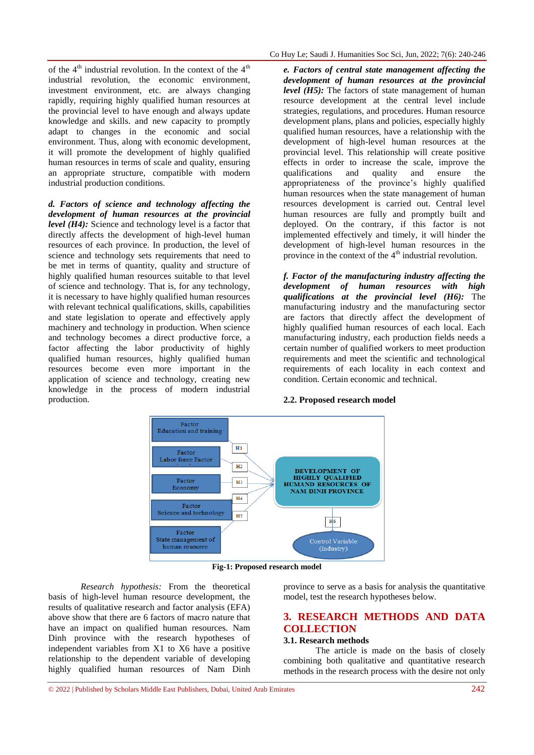of the 4th industrial revolution. In the context of the 4th industrial revolution, the economic environment, investment environment, etc. are always changing rapidly, requiring highly qualified human resources at the provincial level to have enough and always update knowledge and skills. and new capacity to promptly adapt to changes in the economic and social environment. Thus, along with economic development, it will promote the development of highly qualified human resources in terms of scale and quality, ensuring an appropriate structure, compatible with modern industrial production conditions.

***d. Factors of science and technology affecting the development of human resources at the provincial level (H4):*** Science and technology level is a factor that directly affects the development of high-level human resources of each province. In production, the level of science and technology sets requirements that need to be met in terms of quantity, quality and structure of highly qualified human resources suitable to that level of science and technology. That is, for any technology, it is necessary to have highly qualified human resources with relevant technical qualifications, skills, capabilities and state legislation to operate and effectively apply machinery and technology in production. When science and technology becomes a direct productive force, a factor affecting the labor productivity of highly qualified human resources, highly qualified human resources become even more important in the application of science and technology, creating new knowledge in the process of modern industrial production.

***e. Factors of central state management affecting the development of human resources at the provincial level (H5):*** The factors of state management of human resource development at the central level include strategies, regulations, and procedures. Human resource development plans, plans and policies, especially highly qualified human resources, have a relationship with the development of high-level human resources at the provincial level. This relationship will create positive effects in order to increase the scale, improve the qualifications and quality and ensure the appropriateness of the province's highly qualified human resources when the state management of human resources development is carried out. Central level human resources are fully and promptly built and deployed. On the contrary, if this factor is not implemented effectively and timely, it will hinder the development of high-level human resources in the province in the context of the 4th industrial revolution.

***f. Factor of the manufacturing industry affecting the development of human resources with high qualifications at the provincial level (H6):*** The manufacturing industry and the manufacturing sector are factors that directly affect the development of highly qualified human resources of each local. Each manufacturing industry, each production fields needs a certain number of qualified workers to meet production requirements and meet the scientific and technological requirements of each locality in each context and condition. Certain economic and technical.

### 2.2. Proposed research model

**Fig-1: Proposed research model**

*Research hypothesis:* From the theoretical basis of high-level human resource development, the results of qualitative research and factor analysis (EFA) above show that there are 6 factors of macro nature that have an impact on qualified human resources. Nam Dinh province with the research hypotheses of independent variables from X1 to X6 have a positive relationship to the dependent variable of developing highly qualified human resources of Nam Dinh province to serve as a basis for analysis the quantitative model, test the research hypotheses below.

## 3. RESEARCH METHODS AND DATA COLLECTION

### 3.1. Research methods

The article is made on the basis of closely combining both qualitative and quantitative research methods in the research process with the desire not only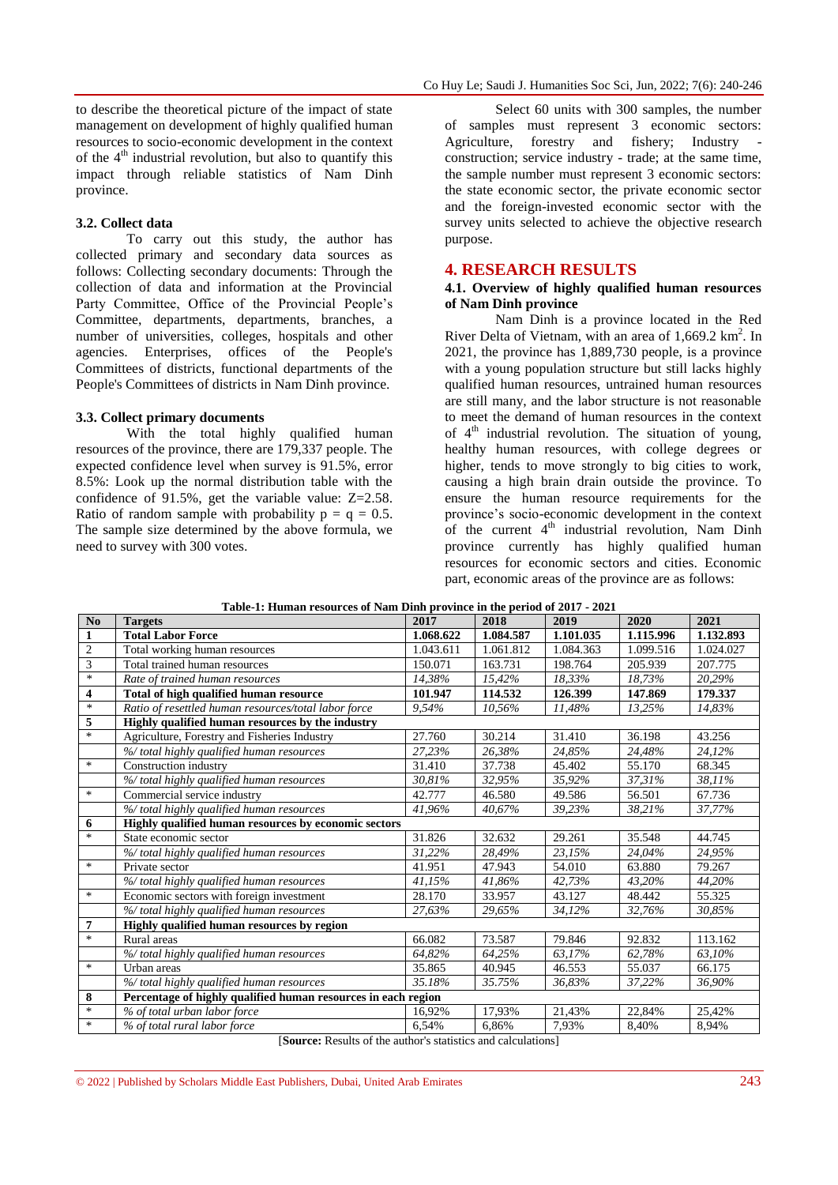to describe the theoretical picture of the impact of state management on development of highly qualified human resources to socio-economic development in the context of the 4th industrial revolution, but also to quantify this impact through reliable statistics of Nam Dinh province.

### 3.2. Collect data

To carry out this study, the author has collected primary and secondary data sources as follows: Collecting secondary documents: Through the collection of data and information at the Provincial Party Committee, Office of the Provincial People's Committee, departments, departments, branches, a number of universities, colleges, hospitals and other agencies. Enterprises, offices of the People's Committees of districts, functional departments of the People's Committees of districts in Nam Dinh province.

### 3.3. Collect primary documents

With the total highly qualified human resources of the province, there are 179,337 people. The expected confidence level when survey is 91.5%, error 8.5%: Look up the normal distribution table with the confidence of 91.5%, get the variable value: Z=2.58. Ratio of random sample with probability $p = q = 0.5$. The sample size determined by the above formula, we need to survey with 300 votes.

Select 60 units with 300 samples, the number of samples must represent 3 economic sectors: Agriculture, forestry and fishery; Industry - construction; service industry - trade; at the same time, the sample number must represent 3 economic sectors: the state economic sector, the private economic sector and the foreign-invested economic sector with the survey units selected to achieve the objective research purpose.

## 4. RESEARCH RESULTS

### 4.1. Overview of highly qualified human resources of Nam Dinh province

Nam Dinh is a province located in the Red River Delta of Vietnam, with an area of 1,669.2 km$^2$. In 2021, the province has 1,889,730 people, is a province with a young population structure but still lacks highly qualified human resources, untrained human resources are still many, and the labor structure is not reasonable to meet the demand of human resources in the context of 4th industrial revolution. The situation of young, healthy human resources, with college degrees or higher, tends to move strongly to big cities to work, causing a high brain drain outside the province. To ensure the human resource requirements for the province's socio-economic development in the context of the current 4th industrial revolution, Nam Dinh province currently has highly qualified human resources for economic sectors and cities. Economic part, economic areas of the province are as follows:

**Table-1: Human resources of Nam Dinh province in the period of 2017 - 2021**

| No | Targets | 2017 | 2018 | 2019 | 2020 | 2021 |
|---|---|---|---|---|---|---|
| **1** | **Total Labor Force** | **1.068.622** | **1.084.587** | **1.101.035** | **1.115.996** | **1.132.893** |
| 2 | Total working human resources | 1.043.611 | 1.061.812 | 1.084.363 | 1.099.516 | 1.024.027 |
| 3 | Total trained human resources | 150.071 | 163.731 | 198.764 | 205.939 | 207.775 |
| * | *Rate of trained human resources* | *14,38%* | *15,42%* | *18,33%* | *18,73%* | *20,29%* |
| **4** | **Total of high qualified human resource** | **101.947** | **114.532** | **126.399** | **147.869** | **179.337** |
| * | *Ratio of resettled human resources/total labor force* | *9,54%* | *10,56%* | *11,48%* | *13,25%* | *14,83%* |
| **5** | **Highly qualified human resources by the industry** | | | | | |
| * | Agriculture, Forestry and Fisheries Industry | 27.760 | 30.214 | 31.410 | 36.198 | 43.256 |
| | *%/ total highly qualified human resources* | *27,23%* | *26,38%* | *24,85%* | *24,48%* | *24,12%* |
| * | Construction industry | 31.410 | 37.738 | 45.402 | 55.170 | 68.345 |
| | *%/ total highly qualified human resources* | *30,81%* | *32,95%* | *35,92%* | *37,31%* | *38,11%* |
| * | Commercial service industry | 42.777 | 46.580 | 49.586 | 56.501 | 67.736 |
| | *%/ total highly qualified human resources* | *41,96%* | *40,67%* | *39,23%* | *38,21%* | *37,77%* |
| **6** | **Highly qualified human resources by economic sectors** | | | | | |
| * | State economic sector | 31.826 | 32.632 | 29.261 | 35.548 | 44.745 |
| | *%/ total highly qualified human resources* | *31,22%* | *28,49%* | *23,15%* | *24,04%* | *24,95%* |
| * | Private sector | 41.951 | 47.943 | 54.010 | 63.880 | 79.267 |
| | *%/ total highly qualified human resources* | *41,15%* | *41,86%* | *42,73%* | *43,20%* | *44,20%* |
| * | Economic sectors with foreign investment | 28.170 | 33.957 | 43.127 | 48.442 | 55.325 |
| | *%/ total highly qualified human resources* | *27,63%* | *29,65%* | *34,12%* | *32,76%* | *30,85%* |
| **7** | **Highly qualified human resources by region** | | | | | |
| * | Rural areas | 66.082 | 73.587 | 79.846 | 92.832 | 113.162 |
| | *%/ total highly qualified human resources* | *64,82%* | *64,25%* | *63,17%* | *62,78%* | *63,10%* |
| * | Urban areas | 35.865 | 40.945 | 46.553 | 55.037 | 66.175 |
| | *%/ total highly qualified human resources* | *35.18%* | *35.75%* | *36,83%* | *37,22%* | *36,90%* |
| **8** | **Percentage of highly qualified human resources in each region** | | | | | |
| * | *% of total urban labor force* | 16,92% | 17,93% | 21,43% | 22,84% | 25,42% |
| * | *% of total rural labor force* | 6,54% | 6,86% | 7,93% | 8,40% | 8,94% |

[**Source:** Results of the author's statistics and calculations]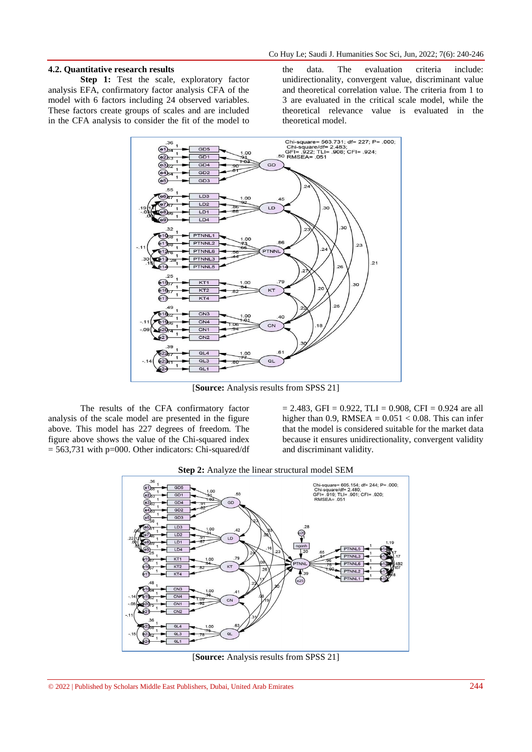## 4.2. Quantitative research results

**Step 1:** Test the scale, exploratory factor analysis EFA, confirmatory factor analysis CFA of the model with 6 factors including 24 observed variables. These factors create groups of scales and are included in the CFA analysis to consider the fit of the model to the data. The evaluation criteria include: unidirectionality, convergent value, discriminant value and theoretical correlation value. The criteria from 1 to 3 are evaluated in the critical scale model, while the theoretical relevance value is evaluated in the theoretical model.

[**Source:** Analysis results from SPSS 21]

The results of the CFA confirmatory factor analysis of the scale model are presented in the figure above. This model has 227 degrees of freedom. The figure above shows the value of the Chi-squared index = 563,731 with p=000. Other indicators: Chi-squared/df = 2.483, GFI = 0.922, TLI = 0.908, CFI = 0.924 are all higher than 0.9, RMSEA = 0.051 < 0.08. This can infer that the model is considered suitable for the market data because it ensures unidirectionality, convergent validity and discriminant validity.

**Step 2:** Analyze the linear structural model SEM

[**Source:** Analysis results from SPSS 21]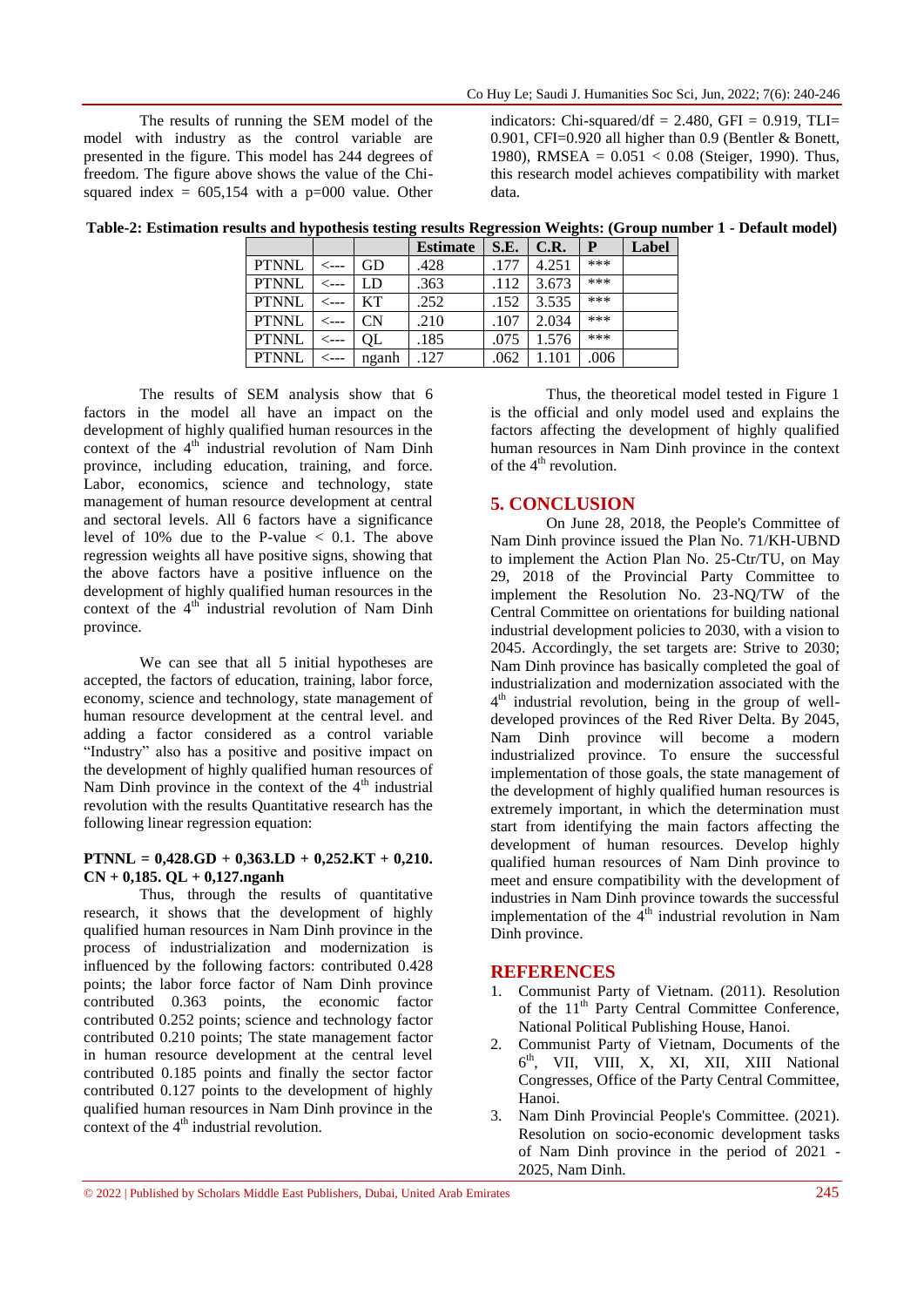The results of running the SEM model of the model with industry as the control variable are presented in the figure. This model has 244 degrees of freedom. The figure above shows the value of the Chi-squared index = 605,154 with a p=000 value. Other indicators: Chi-squared/df = 2.480, GFI = 0.919, TLI= 0.901, CFI=0.920 all higher than 0.9 (Bentler & Bonett, 1980), RMSEA = 0.051 < 0.08 (Steiger, 1990). Thus, this research model achieves compatibility with market data.

**Table-2: Estimation results and hypothesis testing results Regression Weights: (Group number 1 - Default model)**

| | | | Estimate | S.E. | C.R. | P | Label |
|---|---|---|---|---|---|---|---|
| PTNNL | <--- | GD | .428 | .177 | 4.251 | *** | |
| PTNNL | <--- | LD | .363 | .112 | 3.673 | *** | |
| PTNNL | <--- | KT | .252 | .152 | 3.535 | *** | |
| PTNNL | <--- | CN | .210 | .107 | 2.034 | *** | |
| PTNNL | <--- | QL | .185 | .075 | 1.576 | *** | |
| PTNNL | <--- | nganh | .127 | .062 | 1.101 | .006 | |

The results of SEM analysis show that 6 factors in the model all have an impact on the development of highly qualified human resources in the context of the 4th industrial revolution of Nam Dinh province, including education, training, and force. Labor, economics, science and technology, state management of human resource development at central and sectoral levels. All 6 factors have a significance level of 10% due to the P-value < 0.1. The above regression weights all have positive signs, showing that the above factors have a positive influence on the development of highly qualified human resources in the context of the 4th industrial revolution of Nam Dinh province.

We can see that all 5 initial hypotheses are accepted, the factors of education, training, labor force, economy, science and technology, state management of human resource development at the central level. and adding a factor considered as a control variable "Industry" also has a positive and positive impact on the development of highly qualified human resources of Nam Dinh province in the context of the 4th industrial revolution with the results Quantitative research has the following linear regression equation:

**PTNNL = 0,428.GD + 0,363.LD + 0,252.KT + 0,210. CN + 0,185. QL + 0,127.nganh**

Thus, through the results of quantitative research, it shows that the development of highly qualified human resources in Nam Dinh province in the process of industrialization and modernization is influenced by the following factors: contributed 0.428 points; the labor force factor of Nam Dinh province contributed 0.363 points, the economic factor contributed 0.252 points; science and technology factor contributed 0.210 points; The state management factor in human resource development at the central level contributed 0.185 points and finally the sector factor contributed 0.127 points to the development of highly qualified human resources in Nam Dinh province in the context of the 4th industrial revolution.

Thus, the theoretical model tested in Figure 1 is the official and only model used and explains the factors affecting the development of highly qualified human resources in Nam Dinh province in the context of the 4th revolution.

## 5. CONCLUSION

On June 28, 2018, the People's Committee of Nam Dinh province issued the Plan No. 71/KH-UBND to implement the Action Plan No. 25-Ctr/TU, on May 29, 2018 of the Provincial Party Committee to implement the Resolution No. 23-NQ/TW of the Central Committee on orientations for building national industrial development policies to 2030, with a vision to 2045. Accordingly, the set targets are: Strive to 2030; Nam Dinh province has basically completed the goal of industrialization and modernization associated with the 4th industrial revolution, being in the group of well-developed provinces of the Red River Delta. By 2045, Nam Dinh province will become a modern industrialized province. To ensure the successful implementation of those goals, the state management of the development of highly qualified human resources is extremely important, in which the determination must start from identifying the main factors affecting the development of human resources. Develop highly qualified human resources of Nam Dinh province to meet and ensure compatibility with the development of industries in Nam Dinh province towards the successful implementation of the 4th industrial revolution in Nam Dinh province.

## REFERENCES

1. Communist Party of Vietnam. (2011). Resolution of the 11th Party Central Committee Conference, National Political Publishing House, Hanoi.
2. Communist Party of Vietnam, Documents of the 6th, VII, VIII, X, XI, XII, XIII National Congresses, Office of the Party Central Committee, Hanoi.
3. Nam Dinh Provincial People's Committee. (2021). Resolution on socio-economic development tasks of Nam Dinh province in the period of 2021 - 2025, Nam Dinh.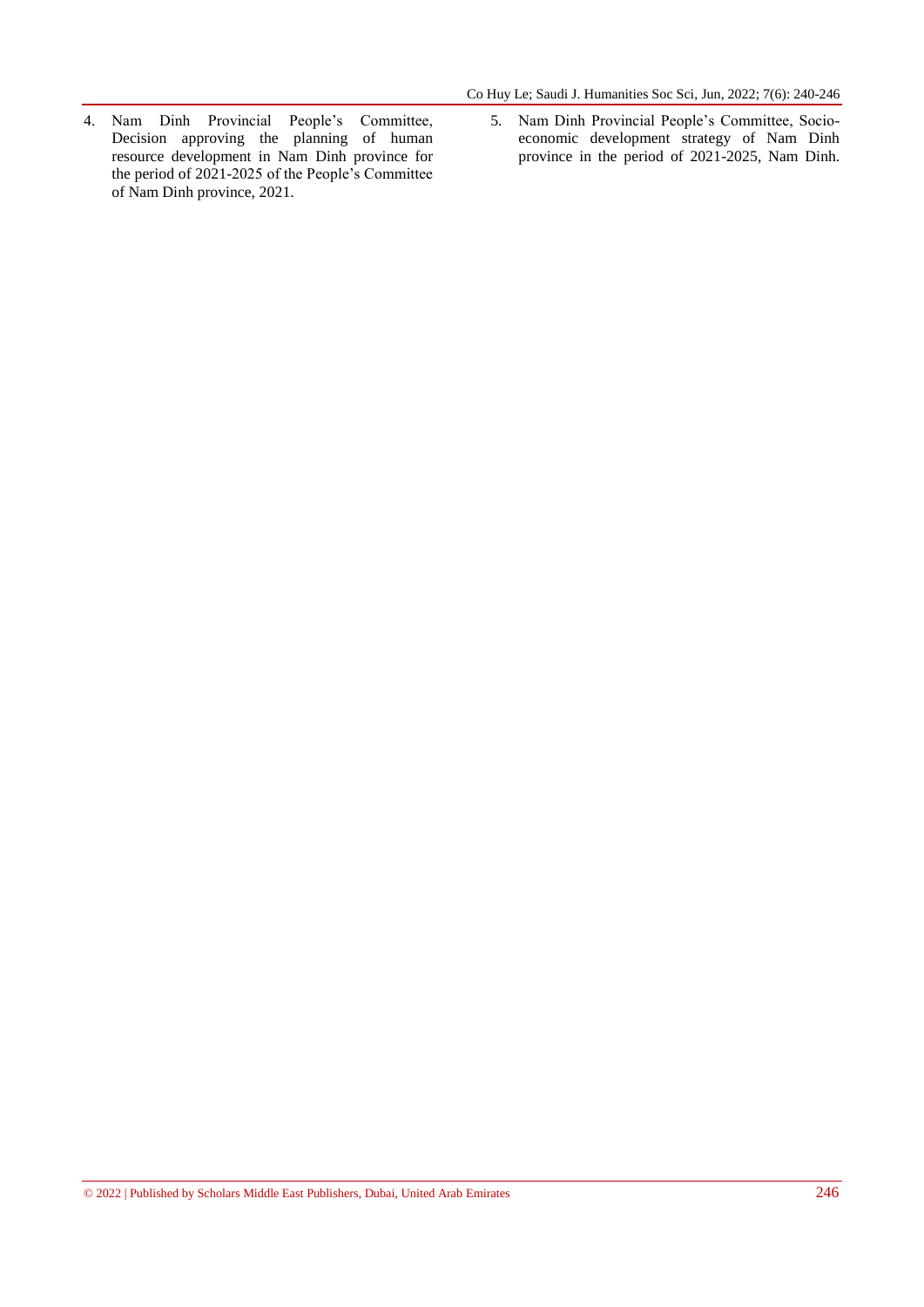4. Nam Dinh Provincial People's Committee, Decision approving the planning of human resource development in Nam Dinh province for the period of 2021-2025 of the People's Committee of Nam Dinh province, 2021.
5. Nam Dinh Provincial People's Committee, Socio-economic development strategy of Nam Dinh province in the period of 2021-2025, Nam Dinh.